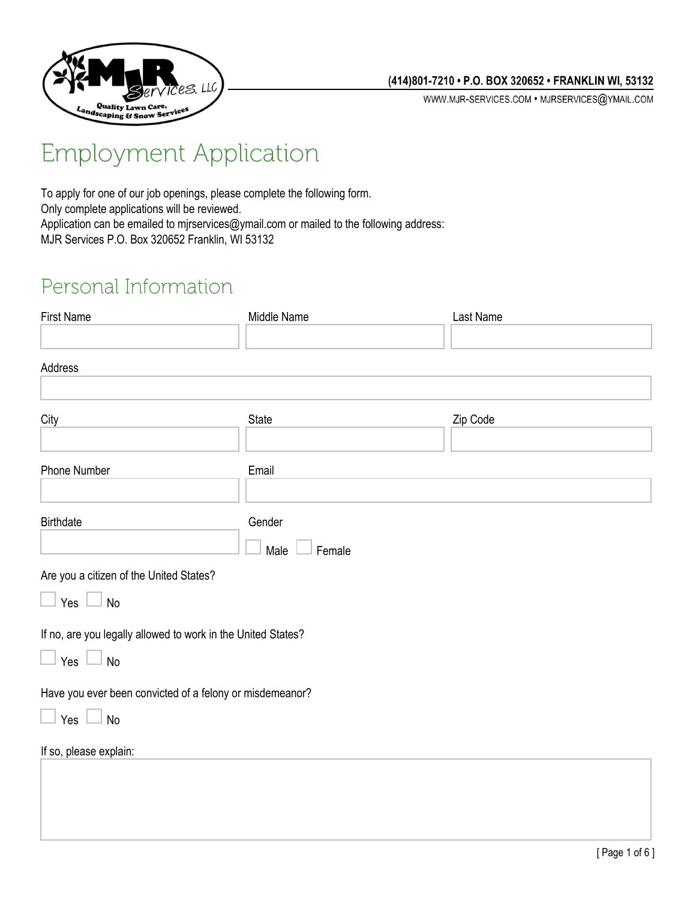(414)801-7210 • P.O. BOX 320652 • FRANKLIN WI, 53132

WWW.MJR-SERVICES.COM • MJRSERVICES@YMAIL.COM

# Employment Application

To apply for one of our job openings, please complete the following form.
Only complete applications will be reviewed.
Application can be emailed to mjrservices@ymail.com or mailed to the following address:
MJR Services P.O. Box 320652 Franklin, WI 53132

## Personal Information

| First Name | Middle Name | Last Name |
|---|---|---|
| | | |

Address

| City | State | Zip Code |
|---|---|---|
| | | |

| Phone Number | Email |
|---|---|
| | |

Birthdate

Gender

☐ Male ☐ Female

Are you a citizen of the United States?

☐ Yes ☐ No

If no, are you legally allowed to work in the United States?

☐ Yes ☐ No

Have you ever been convicted of a felony or misdemeanor?

☐ Yes ☐ No

If so, please explain: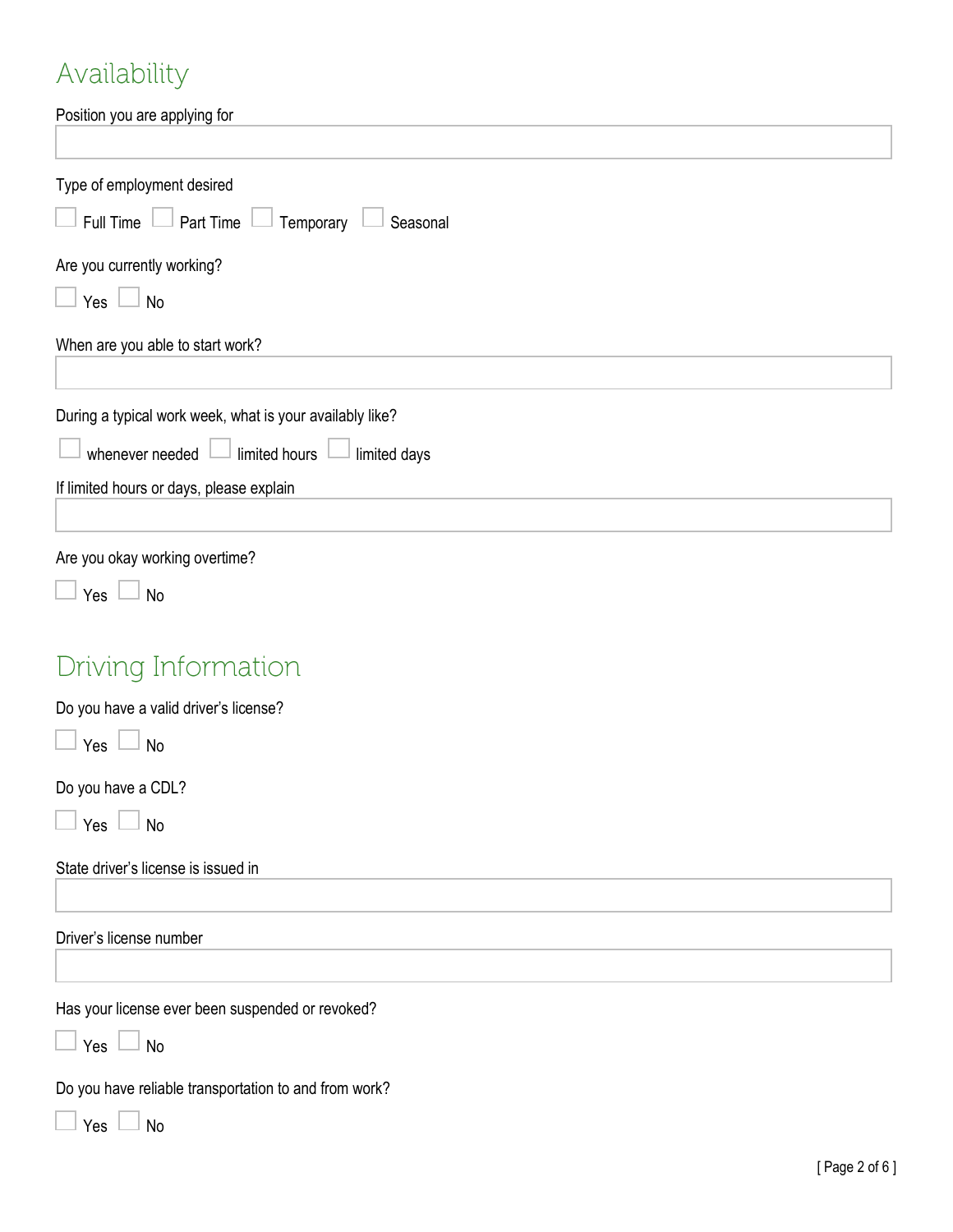## Availability

Position you are applying for

\_\_\_\_\_\_\_\_\_\_\_\_\_\_\_\_\_\_\_\_

Type of employment desired

☐ Full Time ☐ Part Time ☐ Temporary ☐ Seasonal

Are you currently working?

☐ Yes ☐ No

When are you able to start work?

\_\_\_\_\_\_\_\_\_\_\_\_\_\_\_\_\_\_\_\_

During a typical work week, what is your availably like?

☐ whenever needed ☐ limited hours ☐ limited days

If limited hours or days, please explain

\_\_\_\_\_\_\_\_\_\_\_\_\_\_\_\_\_\_\_\_

Are you okay working overtime?

☐ Yes ☐ No

## Driving Information

Do you have a valid driver's license?

☐ Yes ☐ No

Do you have a CDL?

☐ Yes ☐ No

State driver's license is issued in

\_\_\_\_\_\_\_\_\_\_\_\_\_\_\_\_\_\_\_\_

Driver's license number

\_\_\_\_\_\_\_\_\_\_\_\_\_\_\_\_\_\_\_\_

Has your license ever been suspended or revoked?

☐ Yes ☐ No

Do you have reliable transportation to and from work?

☐ Yes ☐ No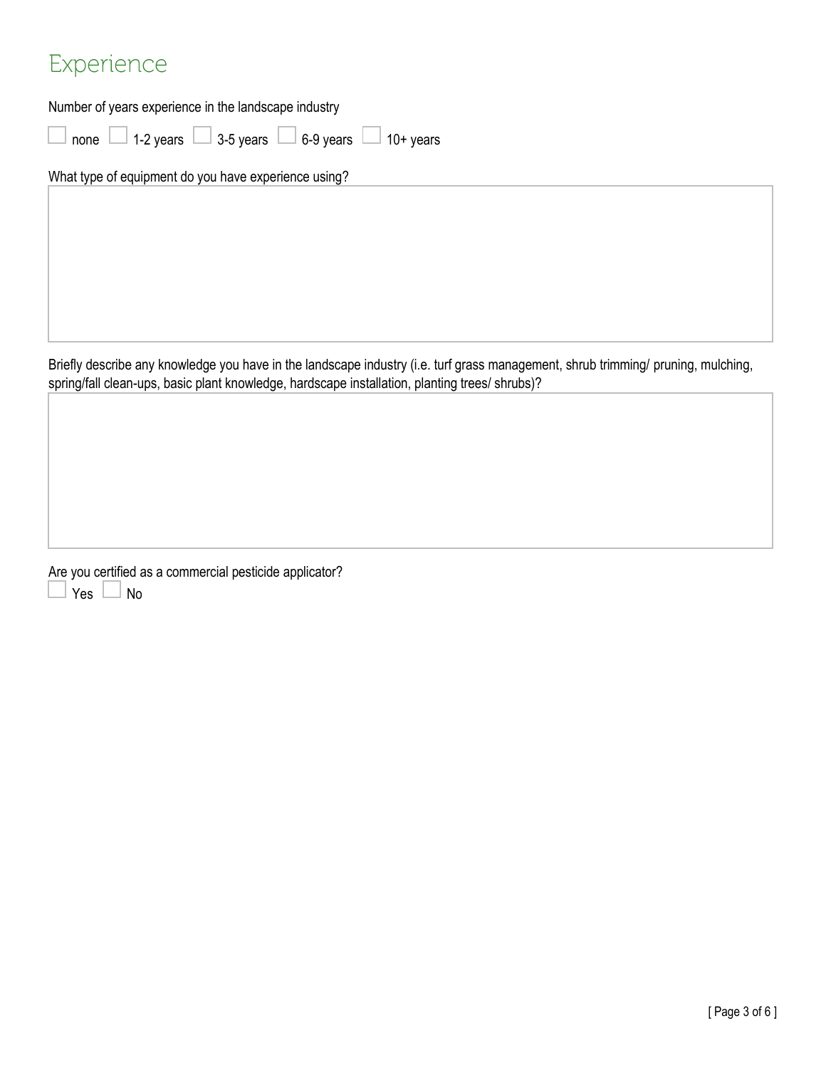# Experience

Number of years experience in the landscape industry

☐ none ☐ 1-2 years ☐ 3-5 years ☐ 6-9 years ☐ 10+ years

What type of equipment do you have experience using?

Briefly describe any knowledge you have in the landscape industry (i.e. turf grass management, shrub trimming/ pruning, mulching, spring/fall clean-ups, basic plant knowledge, hardscape installation, planting trees/ shrubs)?

Are you certified as a commercial pesticide applicator?

☐ Yes ☐ No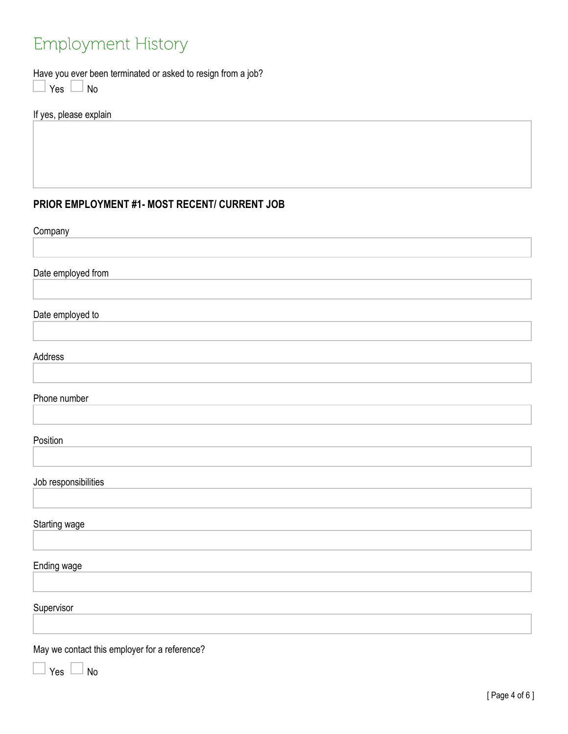# Employment History

Have you ever been terminated or asked to resign from a job?

☐ Yes ☐ No

If yes, please explain

**PRIOR EMPLOYMENT #1- MOST RECENT/ CURRENT JOB**

Company

Date employed from

Date employed to

Address

Phone number

Position

Job responsibilities

Starting wage

Ending wage

Supervisor

May we contact this employer for a reference?

☐ Yes ☐ No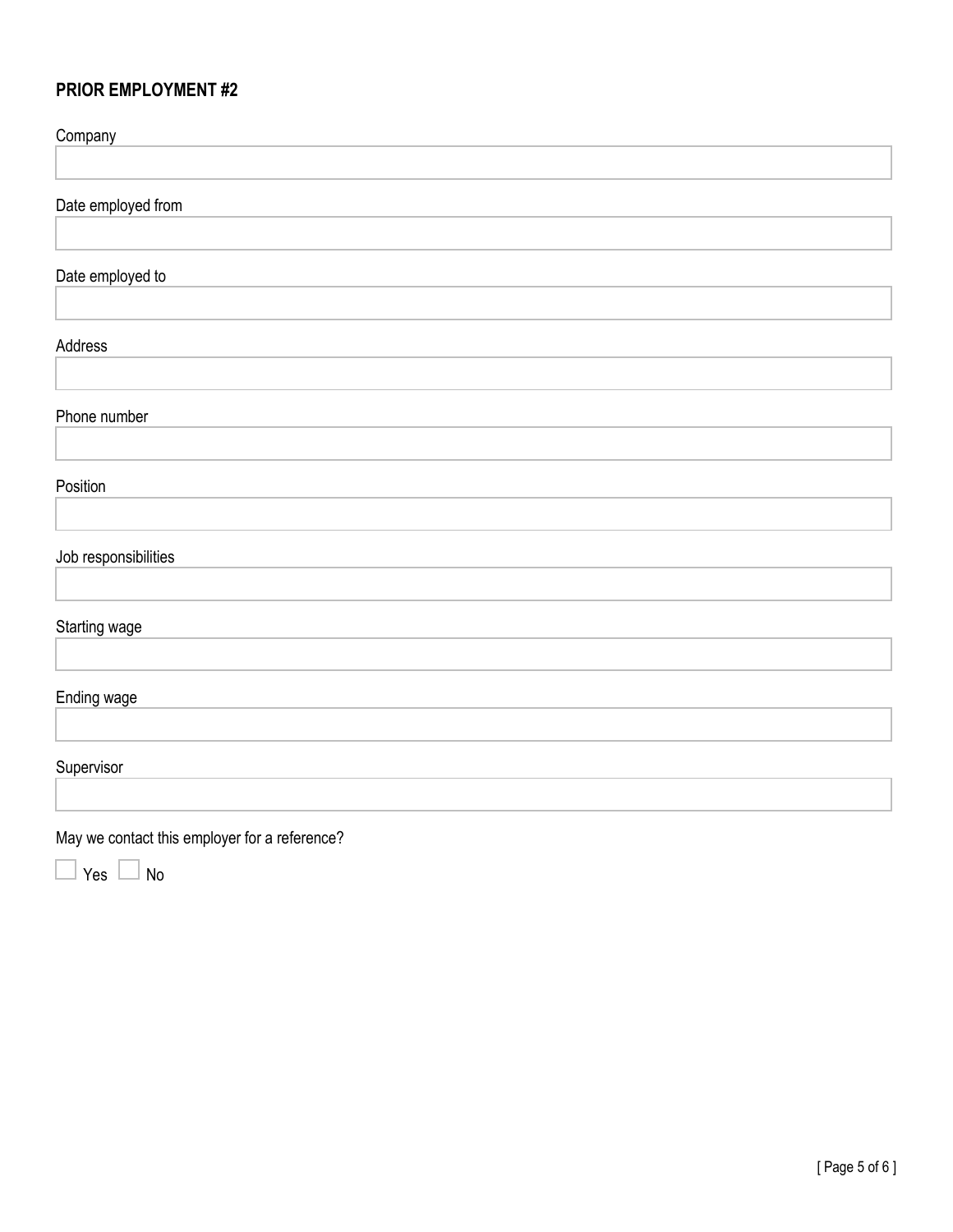## PRIOR EMPLOYMENT #2

Company

Date employed from

Date employed to

Address

Phone number

Position

Job responsibilities

Starting wage

Ending wage

Supervisor

May we contact this employer for a reference?

☐ Yes ☐ No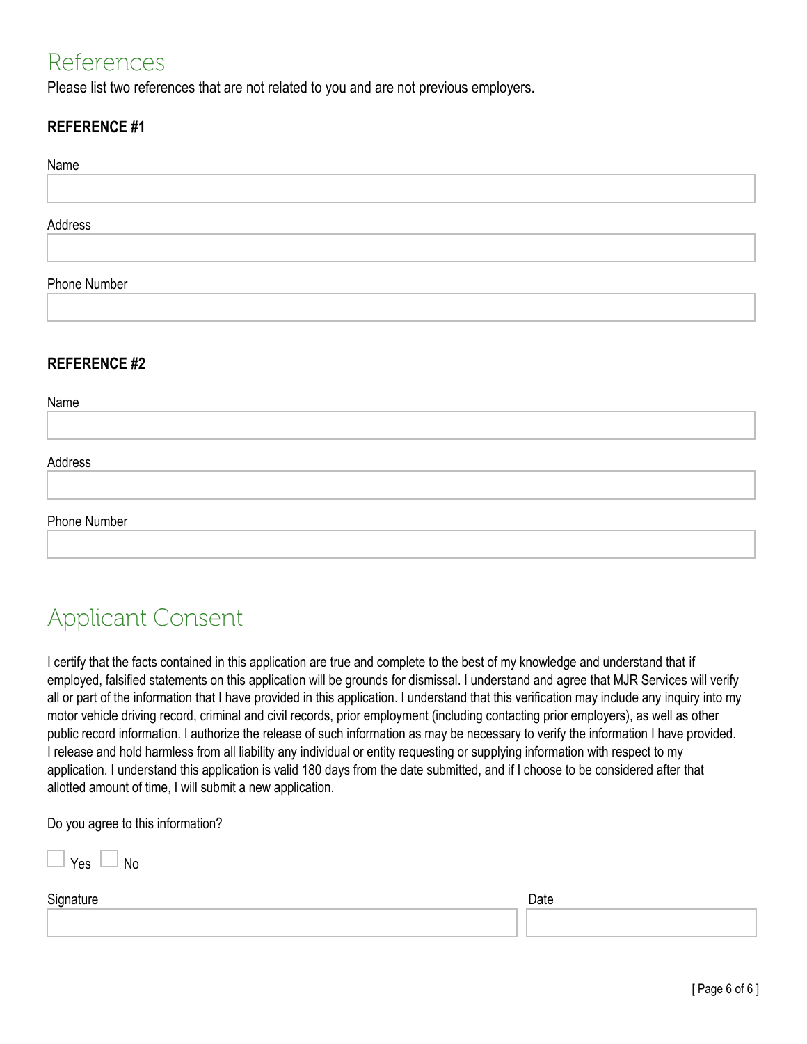## References

Please list two references that are not related to you and are not previous employers.

**REFERENCE #1**

Name

Address

Phone Number

**REFERENCE #2**

Name

Address

Phone Number

## Applicant Consent

I certify that the facts contained in this application are true and complete to the best of my knowledge and understand that if employed, falsified statements on this application will be grounds for dismissal. I understand and agree that MJR Services will verify all or part of the information that I have provided in this application. I understand that this verification may include any inquiry into my motor vehicle driving record, criminal and civil records, prior employment (including contacting prior employers), as well as other public record information. I authorize the release of such information as may be necessary to verify the information I have provided. I release and hold harmless from all liability any individual or entity requesting or supplying information with respect to my application. I understand this application is valid 180 days from the date submitted, and if I choose to be considered after that allotted amount of time, I will submit a new application.

Do you agree to this information?

☐ Yes ☐ No

Signature

Date